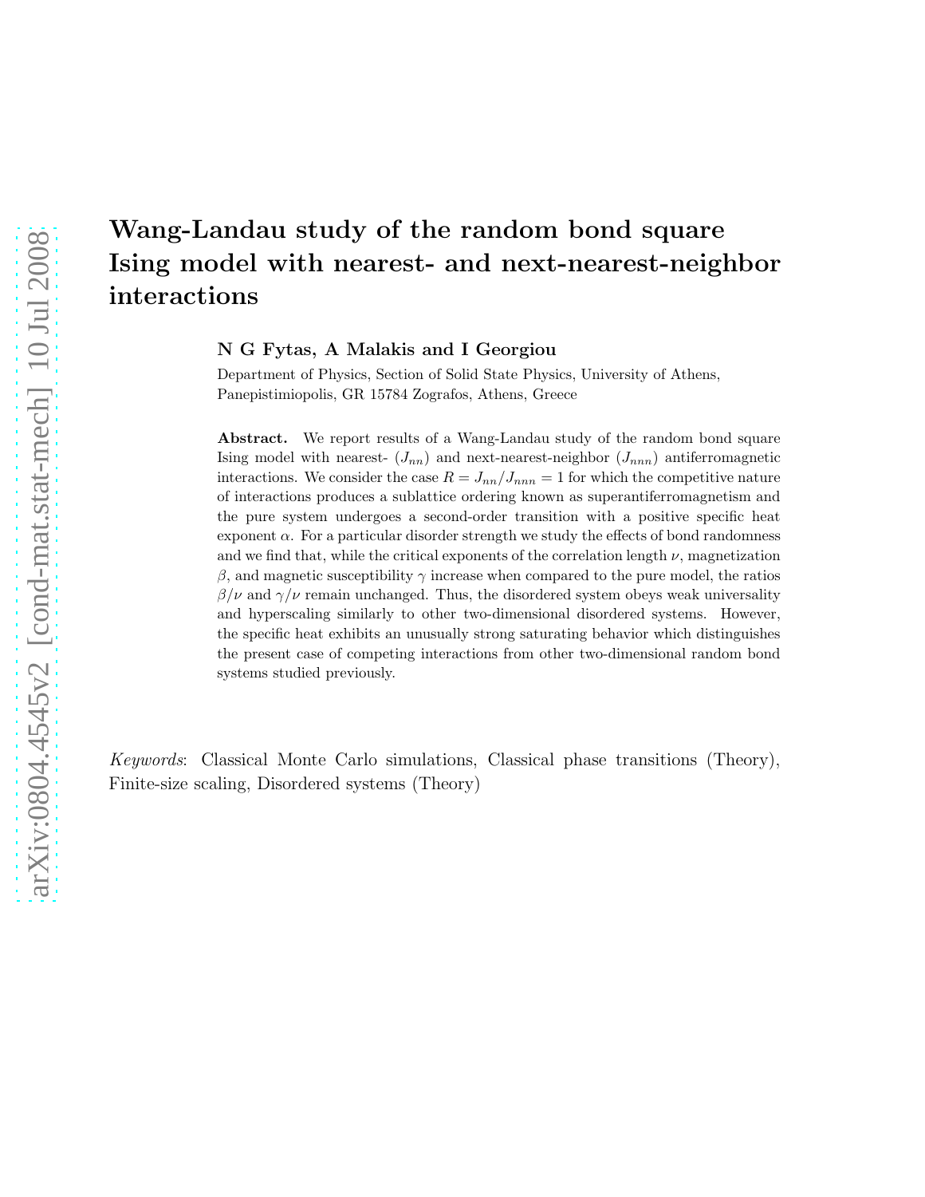# Wang-Landau study of the random bond square Ising model with nearest- and next-nearest-neighbor interactions

**N G Fytas, A Malakis and I Georgiou**

Department of Physics, Section of Solid State Physics, University of Athens, Panepistimiopolis, GR 15784 Zografos, Athens, Greece

**Abstract.** We report results of a Wang-Landau study of the random bond square Ising model with nearest- ($J_{nn}$) and next-nearest-neighbor ($J_{nnn}$) antiferromagnetic interactions. We consider the case $R = J_{nn}/J_{nnn} = 1$ for which the competitive nature of interactions produces a sublattice ordering known as superantiferromagnetism and the pure system undergoes a second-order transition with a positive specific heat exponent $\alpha$. For a particular disorder strength we study the effects of bond randomness and we find that, while the critical exponents of the correlation length $\nu$, magnetization $\beta$, and magnetic susceptibility $\gamma$ increase when compared to the pure model, the ratios $\beta/\nu$ and $\gamma/\nu$ remain unchanged. Thus, the disordered system obeys weak universality and hyperscaling similarly to other two-dimensional disordered systems. However, the specific heat exhibits an unusually strong saturating behavior which distinguishes the present case of competing interactions from other two-dimensional random bond systems studied previously.

*Keywords*: Classical Monte Carlo simulations, Classical phase transitions (Theory), Finite-size scaling, Disordered systems (Theory)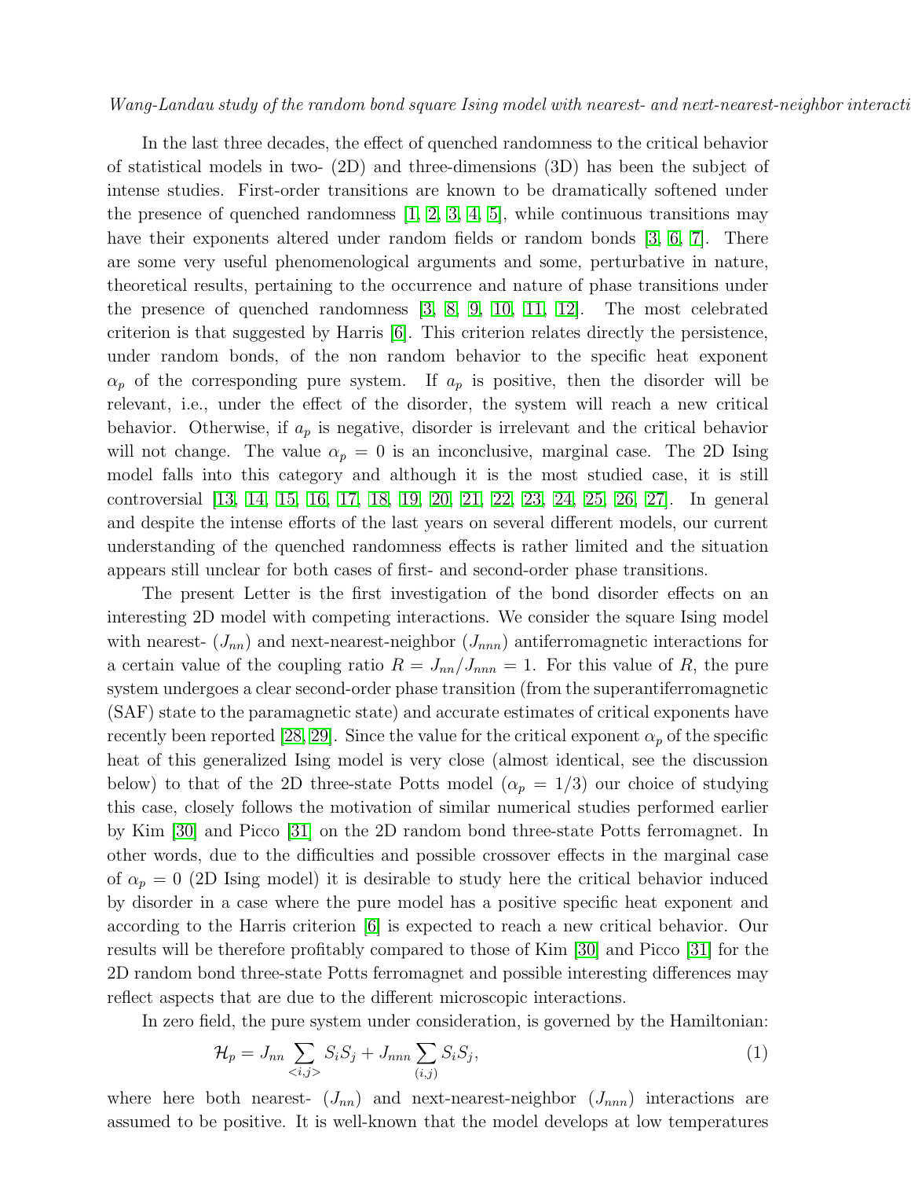In the last three decades, the effect of quenched randomness to the critical behavior of statistical models in two- (2D) and three-dimensions (3D) has been the subject of intense studies. First-order transitions are known to be dramatically softened under the presence of quenched randomness [1, 2, 3, 4, 5], while continuous transitions may have their exponents altered under random fields or random bonds [3, 6, 7]. There are some very useful phenomenological arguments and some, perturbative in nature, theoretical results, pertaining to the occurrence and nature of phase transitions under the presence of quenched randomness [3, 8, 9, 10, 11, 12]. The most celebrated criterion is that suggested by Harris [6]. This criterion relates directly the persistence, under random bonds, of the non random behavior to the specific heat exponent $\alpha_p$ of the corresponding pure system. If $a_p$ is positive, then the disorder will be relevant, i.e., under the effect of the disorder, the system will reach a new critical behavior. Otherwise, if $a_p$ is negative, disorder is irrelevant and the critical behavior will not change. The value $\alpha_p = 0$ is an inconclusive, marginal case. The 2D Ising model falls into this category and although it is the most studied case, it is still controversial [13, 14, 15, 16, 17, 18, 19, 20, 21, 22, 23, 24, 25, 26, 27]. In general and despite the intense efforts of the last years on several different models, our current understanding of the quenched randomness effects is rather limited and the situation appears still unclear for both cases of first- and second-order phase transitions.

The present Letter is the first investigation of the bond disorder effects on an interesting 2D model with competing interactions. We consider the square Ising model with nearest- ($J_{nn}$) and next-nearest-neighbor ($J_{nnn}$) antiferromagnetic interactions for a certain value of the coupling ratio $R = J_{nn}/J_{nnn} = 1$. For this value of $R$, the pure system undergoes a clear second-order phase transition (from the superantiferromagnetic (SAF) state to the paramagnetic state) and accurate estimates of critical exponents have recently been reported [28, 29]. Since the value for the critical exponent $\alpha_p$ of the specific heat of this generalized Ising model is very close (almost identical, see the discussion below) to that of the 2D three-state Potts model ($\alpha_p = 1/3$) our choice of studying this case, closely follows the motivation of similar numerical studies performed earlier by Kim [30] and Picco [31] on the 2D random bond three-state Potts ferromagnet. In other words, due to the difficulties and possible crossover effects in the marginal case of $\alpha_p = 0$ (2D Ising model) it is desirable to study here the critical behavior induced by disorder in a case where the pure model has a positive specific heat exponent and according to the Harris criterion [6] is expected to reach a new critical behavior. Our results will be therefore profitably compared to those of Kim [30] and Picco [31] for the 2D random bond three-state Potts ferromagnet and possible interesting differences may reflect aspects that are due to the different microscopic interactions.

In zero field, the pure system under consideration, is governed by the Hamiltonian:

$$\mathcal{H}_p = J_{nn} \sum_{<i,j>} S_i S_j + J_{nnn} \sum_{(i,j)} S_i S_j, \tag{1}$$

where here both nearest- ($J_{nn}$) and next-nearest-neighbor ($J_{nnn}$) interactions are assumed to be positive. It is well-known that the model develops at low temperatures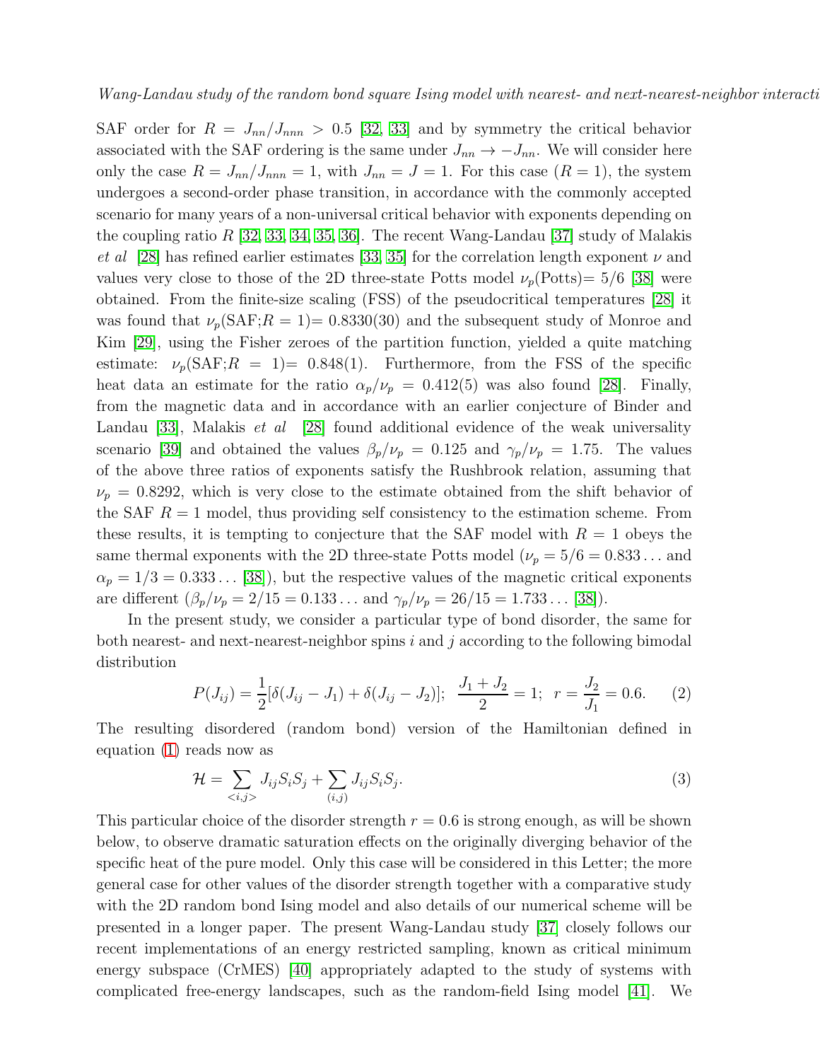SAF order for $R = J_{nn}/J_{nnn} > 0.5$ [32, 33] and by symmetry the critical behavior associated with the SAF ordering is the same under $J_{nn} \to -J_{nn}$. We will consider here only the case $R = J_{nn}/J_{nnn} = 1$, with $J_{nn} = J = 1$. For this case ($R = 1$), the system undergoes a second-order phase transition, in accordance with the commonly accepted scenario for many years of a non-universal critical behavior with exponents depending on the coupling ratio $R$ [32, 33, 34, 35, 36]. The recent Wang-Landau [37] study of Malakis *et al* [28] has refined earlier estimates [33, 35] for the correlation length exponent $\nu$ and values very close to those of the 2D three-state Potts model $\nu_p$(Potts)= 5/6 [38] were obtained. From the finite-size scaling (FSS) of the pseudocritical temperatures [28] it was found that $\nu_p$(SAF;$R = 1$)= 0.8330(30) and the subsequent study of Monroe and Kim [29], using the Fisher zeroes of the partition function, yielded a quite matching estimate: $\nu_p$(SAF;$R = 1$)= 0.848(1). Furthermore, from the FSS of the specific heat data an estimate for the ratio $\alpha_p/\nu_p = 0.412(5)$ was also found [28]. Finally, from the magnetic data and in accordance with an earlier conjecture of Binder and Landau [33], Malakis *et al* [28] found additional evidence of the weak universality scenario [39] and obtained the values $\beta_p/\nu_p = 0.125$ and $\gamma_p/\nu_p = 1.75$. The values of the above three ratios of exponents satisfy the Rushbrook relation, assuming that $\nu_p = 0.8292$, which is very close to the estimate obtained from the shift behavior of the SAF $R = 1$ model, thus providing self consistency to the estimation scheme. From these results, it is tempting to conjecture that the SAF model with $R = 1$ obeys the same thermal exponents with the 2D three-state Potts model ($\nu_p = 5/6 = 0.833\ldots$ and $\alpha_p = 1/3 = 0.333\ldots$ [38]), but the respective values of the magnetic critical exponents are different ($\beta_p/\nu_p = 2/15 = 0.133\ldots$ and $\gamma_p/\nu_p = 26/15 = 1.733\ldots$ [38]).

In the present study, we consider a particular type of bond disorder, the same for both nearest- and next-nearest-neighbor spins $i$ and $j$ according to the following bimodal distribution

$$P(J_{ij}) = \frac{1}{2}[\delta(J_{ij} - J_1) + \delta(J_{ij} - J_2)]; \;\; \frac{J_1 + J_2}{2} = 1; \;\; r = \frac{J_2}{J_1} = 0.6. \tag{2}$$

The resulting disordered (random bond) version of the Hamiltonian defined in equation (1) reads now as

$$\mathcal{H} = \sum_{<i,j>} J_{ij} S_i S_j + \sum_{(i,j)} J_{ij} S_i S_j. \tag{3}$$

This particular choice of the disorder strength $r = 0.6$ is strong enough, as will be shown below, to observe dramatic saturation effects on the originally diverging behavior of the specific heat of the pure model. Only this case will be considered in this Letter; the more general case for other values of the disorder strength together with a comparative study with the 2D random bond Ising model and also details of our numerical scheme will be presented in a longer paper. The present Wang-Landau study [37] closely follows our recent implementations of an energy restricted sampling, known as critical minimum energy subspace (CrMES) [40] appropriately adapted to the study of systems with complicated free-energy landscapes, such as the random-field Ising model [41]. We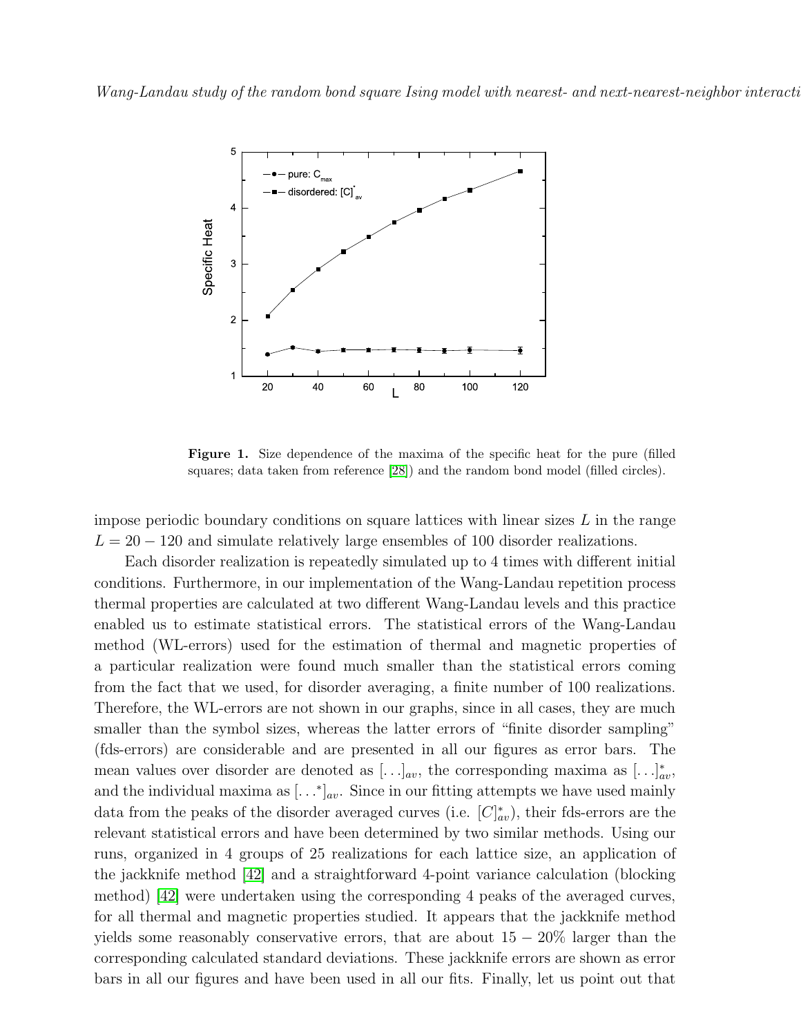**Figure 1.** Size dependence of the maxima of the specific heat for the pure (filled squares; data taken from reference [28]) and the random bond model (filled circles).

impose periodic boundary conditions on square lattices with linear sizes $L$ in the range $L = 20 - 120$ and simulate relatively large ensembles of 100 disorder realizations.

Each disorder realization is repeatedly simulated up to 4 times with different initial conditions. Furthermore, in our implementation of the Wang-Landau repetition process thermal properties are calculated at two different Wang-Landau levels and this practice enabled us to estimate statistical errors. The statistical errors of the Wang-Landau method (WL-errors) used for the estimation of thermal and magnetic properties of a particular realization were found much smaller than the statistical errors coming from the fact that we used, for disorder averaging, a finite number of 100 realizations. Therefore, the WL-errors are not shown in our graphs, since in all cases, they are much smaller than the symbol sizes, whereas the latter errors of "finite disorder sampling" (fds-errors) are considerable and are presented in all our figures as error bars. The mean values over disorder are denoted as $[\ldots]_{av}$, the corresponding maxima as $[\ldots]^{*}_{av}$, and the individual maxima as $[\ldots^{*}]_{av}$. Since in our fitting attempts we have used mainly data from the peaks of the disorder averaged curves (i.e. $[C]^{*}_{av}$), their fds-errors are the relevant statistical errors and have been determined by two similar methods. Using our runs, organized in 4 groups of 25 realizations for each lattice size, an application of the jackknife method [42] and a straightforward 4-point variance calculation (blocking method) [42] were undertaken using the corresponding 4 peaks of the averaged curves, for all thermal and magnetic properties studied. It appears that the jackknife method yields some reasonably conservative errors, that are about $15 - 20\%$ larger than the corresponding calculated standard deviations. These jackknife errors are shown as error bars in all our figures and have been used in all our fits. Finally, let us point out that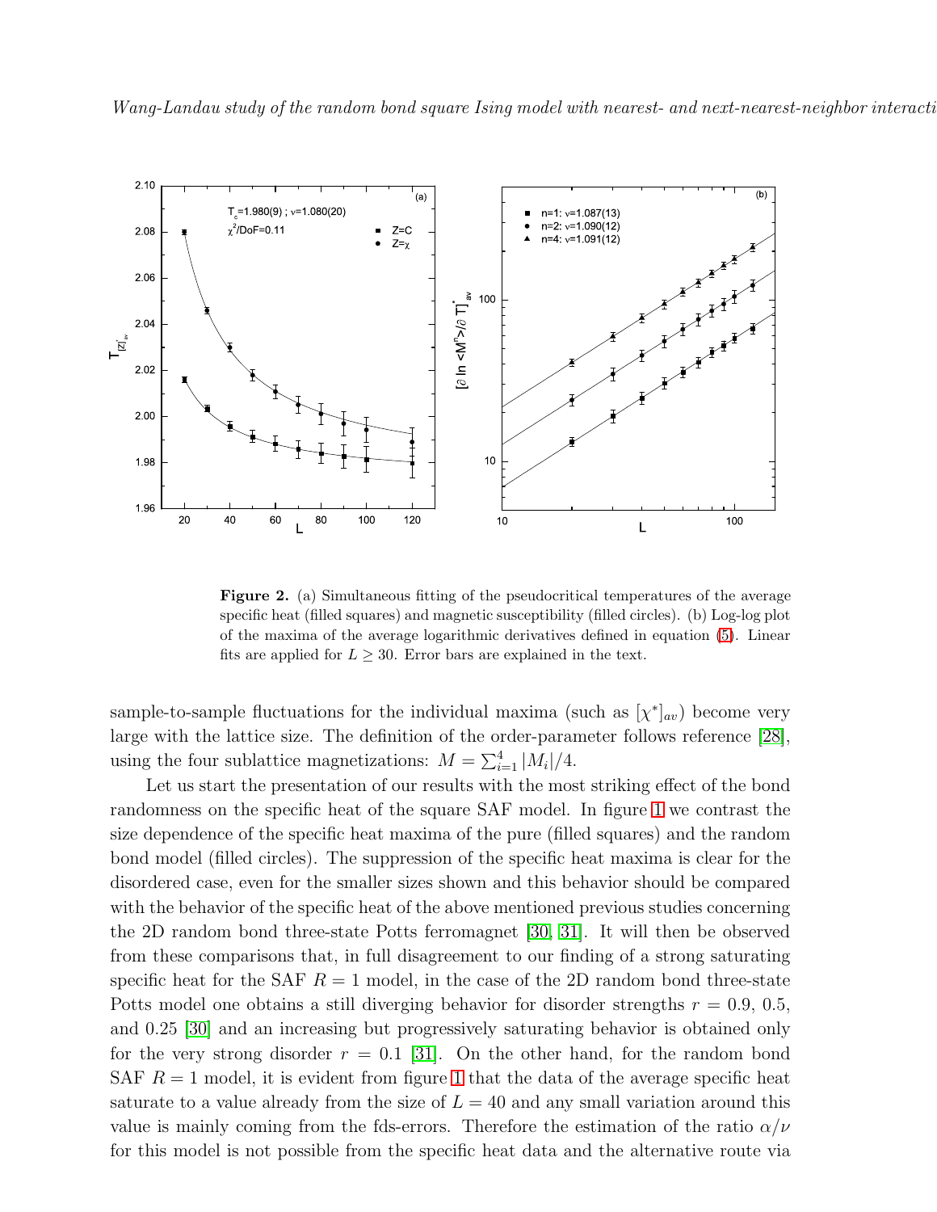(a)

$T_c$=1.980(9) ; ν=1.080(20)

$\chi^2$/DoF=0.11

■ Z=C

● Z=χ

$T_{[Z]^*_{av}}$

L

(b)

■ n=1: ν=1.087(13)

● n=2: ν=1.090(12)

▲ n=4: ν=1.091(12)

$[\partial \ln \langle M^n \rangle / \partial T]^*_{av}$

L

**Figure 2.** (a) Simultaneous fitting of the pseudocritical temperatures of the average specific heat (filled squares) and magnetic susceptibility (filled circles). (b) Log-log plot of the maxima of the average logarithmic derivatives defined in equation (5). Linear fits are applied for $L \geq 30$. Error bars are explained in the text.

sample-to-sample fluctuations for the individual maxima (such as $[\chi^*]_{av}$) become very large with the lattice size. The definition of the order-parameter follows reference [28], using the four sublattice magnetizations: $M = \sum_{i=1}^{4} |M_i|/4$.

Let us start the presentation of our results with the most striking effect of the bond randomness on the specific heat of the square SAF model. In figure 1 we contrast the size dependence of the specific heat maxima of the pure (filled squares) and the random bond model (filled circles). The suppression of the specific heat maxima is clear for the disordered case, even for the smaller sizes shown and this behavior should be compared with the behavior of the specific heat of the above mentioned previous studies concerning the 2D random bond three-state Potts ferromagnet [30, 31]. It will then be observed from these comparisons that, in full disagreement to our finding of a strong saturating specific heat for the SAF $R = 1$ model, in the case of the 2D random bond three-state Potts model one obtains a still diverging behavior for disorder strengths $r = 0.9$, 0.5, and 0.25 [30] and an increasing but progressively saturating behavior is obtained only for the very strong disorder $r = 0.1$ [31]. On the other hand, for the random bond SAF $R = 1$ model, it is evident from figure 1 that the data of the average specific heat saturate to a value already from the size of $L = 40$ and any small variation around this value is mainly coming from the fds-errors. Therefore the estimation of the ratio $\alpha/\nu$ for this model is not possible from the specific heat data and the alternative route via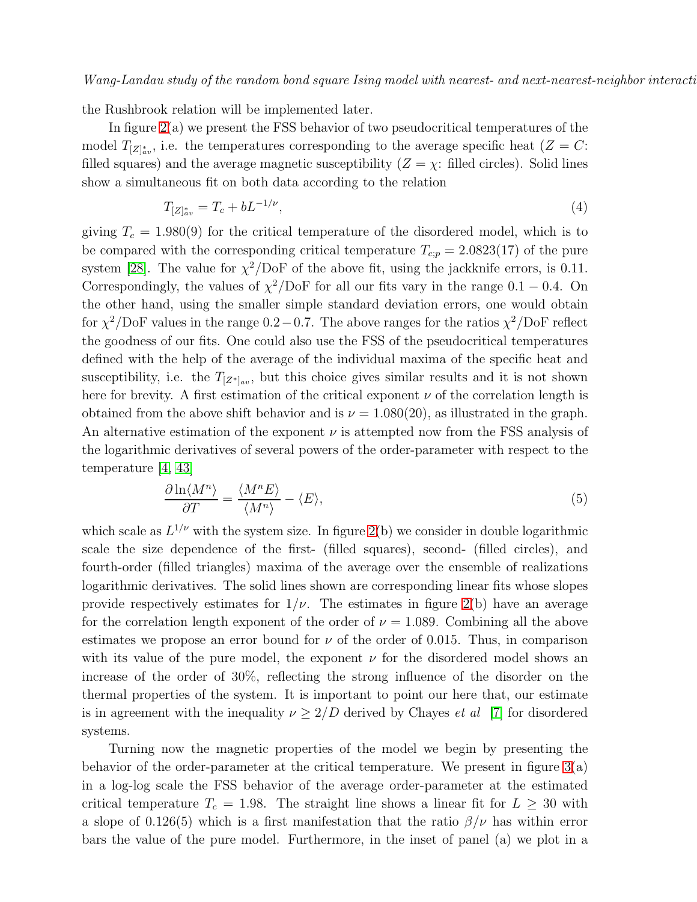the Rushbrook relation will be implemented later.

In figure 2(a) we present the FSS behavior of two pseudocritical temperatures of the model $T_{[Z]^*_{av}}$, i.e. the temperatures corresponding to the average specific heat ($Z = C$: filled squares) and the average magnetic susceptibility ($Z = \chi$: filled circles). Solid lines show a simultaneous fit on both data according to the relation

$$T_{[Z]^*_{av}} = T_c + bL^{-1/\nu}, \tag{4}$$

giving $T_c = 1.980(9)$ for the critical temperature of the disordered model, which is to be compared with the corresponding critical temperature $T_{c;p} = 2.0823(17)$ of the pure system [28]. The value for $\chi^2$/DoF of the above fit, using the jackknife errors, is 0.11. Correspondingly, the values of $\chi^2$/DoF for all our fits vary in the range $0.1 - 0.4$. On the other hand, using the smaller simple standard deviation errors, one would obtain for $\chi^2$/DoF values in the range $0.2 - 0.7$. The above ranges for the ratios $\chi^2$/DoF reflect the goodness of our fits. One could also use the FSS of the pseudocritical temperatures defined with the help of the average of the individual maxima of the specific heat and susceptibility, i.e. the $T_{[Z^*]_{av}}$, but this choice gives similar results and it is not shown here for brevity. A first estimation of the critical exponent $\nu$ of the correlation length is obtained from the above shift behavior and is $\nu = 1.080(20)$, as illustrated in the graph. An alternative estimation of the exponent $\nu$ is attempted now from the FSS analysis of the logarithmic derivatives of several powers of the order-parameter with respect to the temperature [4, 43]

$$\frac{\partial \ln\langle M^n\rangle}{\partial T} = \frac{\langle M^n E\rangle}{\langle M^n\rangle} - \langle E\rangle, \tag{5}$$

which scale as $L^{1/\nu}$ with the system size. In figure 2(b) we consider in double logarithmic scale the size dependence of the first- (filled squares), second- (filled circles), and fourth-order (filled triangles) maxima of the average over the ensemble of realizations logarithmic derivatives. The solid lines shown are corresponding linear fits whose slopes provide respectively estimates for $1/\nu$. The estimates in figure 2(b) have an average for the correlation length exponent of the order of $\nu = 1.089$. Combining all the above estimates we propose an error bound for $\nu$ of the order of 0.015. Thus, in comparison with its value of the pure model, the exponent $\nu$ for the disordered model shows an increase of the order of 30%, reflecting the strong influence of the disorder on the thermal properties of the system. It is important to point our here that, our estimate is in agreement with the inequality $\nu \geq 2/D$ derived by Chayes *et al* [7] for disordered systems.

Turning now the magnetic properties of the model we begin by presenting the behavior of the order-parameter at the critical temperature. We present in figure 3(a) in a log-log scale the FSS behavior of the average order-parameter at the estimated critical temperature $T_c = 1.98$. The straight line shows a linear fit for $L \geq 30$ with a slope of 0.126(5) which is a first manifestation that the ratio $\beta/\nu$ has within error bars the value of the pure model. Furthermore, in the inset of panel (a) we plot in a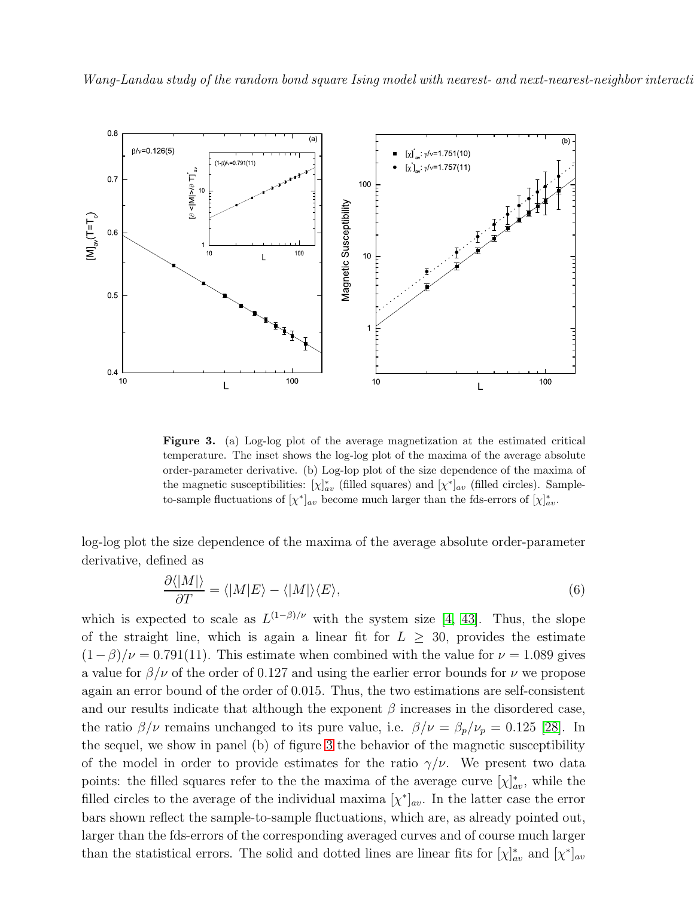(a)

$\beta/\nu$=0.126(5)

$[M]_{av}(T=T_c)$

L

$(1-\beta)/\nu$=0.791(11)

$[\partial \langle|M|\rangle/\partial T]^*_{av}$

L

(b)

$[\chi]^*_{av}$: $\gamma/\nu$=1.751(10)

$[\chi^*]_{av}$: $\gamma/\nu$=1.757(11)

Magnetic Susceptibility

L

**Figure 3.** (a) Log-log plot of the average magnetization at the estimated critical temperature. The inset shows the log-log plot of the maxima of the average absolute order-parameter derivative. (b) Log-lop plot of the size dependence of the maxima of the magnetic susceptibilities: $[\chi]^*_{av}$ (filled squares) and $[\chi^*]_{av}$ (filled circles). Sample-to-sample fluctuations of $[\chi^*]_{av}$ become much larger than the fds-errors of $[\chi]^*_{av}$.

log-log plot the size dependence of the maxima of the average absolute order-parameter derivative, defined as

$$\frac{\partial\langle|M|\rangle}{\partial T} = \langle|M|E\rangle - \langle|M|\rangle\langle E\rangle, \tag{6}$$

which is expected to scale as $L^{(1-\beta)/\nu}$ with the system size [4, 43]. Thus, the slope of the straight line, which is again a linear fit for $L \geq 30$, provides the estimate $(1-\beta)/\nu = 0.791(11)$. This estimate when combined with the value for $\nu = 1.089$ gives a value for $\beta/\nu$ of the order of 0.127 and using the earlier error bounds for $\nu$ we propose again an error bound of the order of 0.015. Thus, the two estimations are self-consistent and our results indicate that although the exponent $\beta$ increases in the disordered case, the ratio $\beta/\nu$ remains unchanged to its pure value, i.e. $\beta/\nu = \beta_p/\nu_p = 0.125$ [28]. In the sequel, we show in panel (b) of figure 3 the behavior of the magnetic susceptibility of the model in order to provide estimates for the ratio $\gamma/\nu$. We present two data points: the filled squares refer to the the maxima of the average curve $[\chi]^*_{av}$, while the filled circles to the average of the individual maxima $[\chi^*]_{av}$. In the latter case the error bars shown reflect the sample-to-sample fluctuations, which are, as already pointed out, larger than the fds-errors of the corresponding averaged curves and of course much larger than the statistical errors. The solid and dotted lines are linear fits for $[\chi]^*_{av}$ and $[\chi^*]_{av}$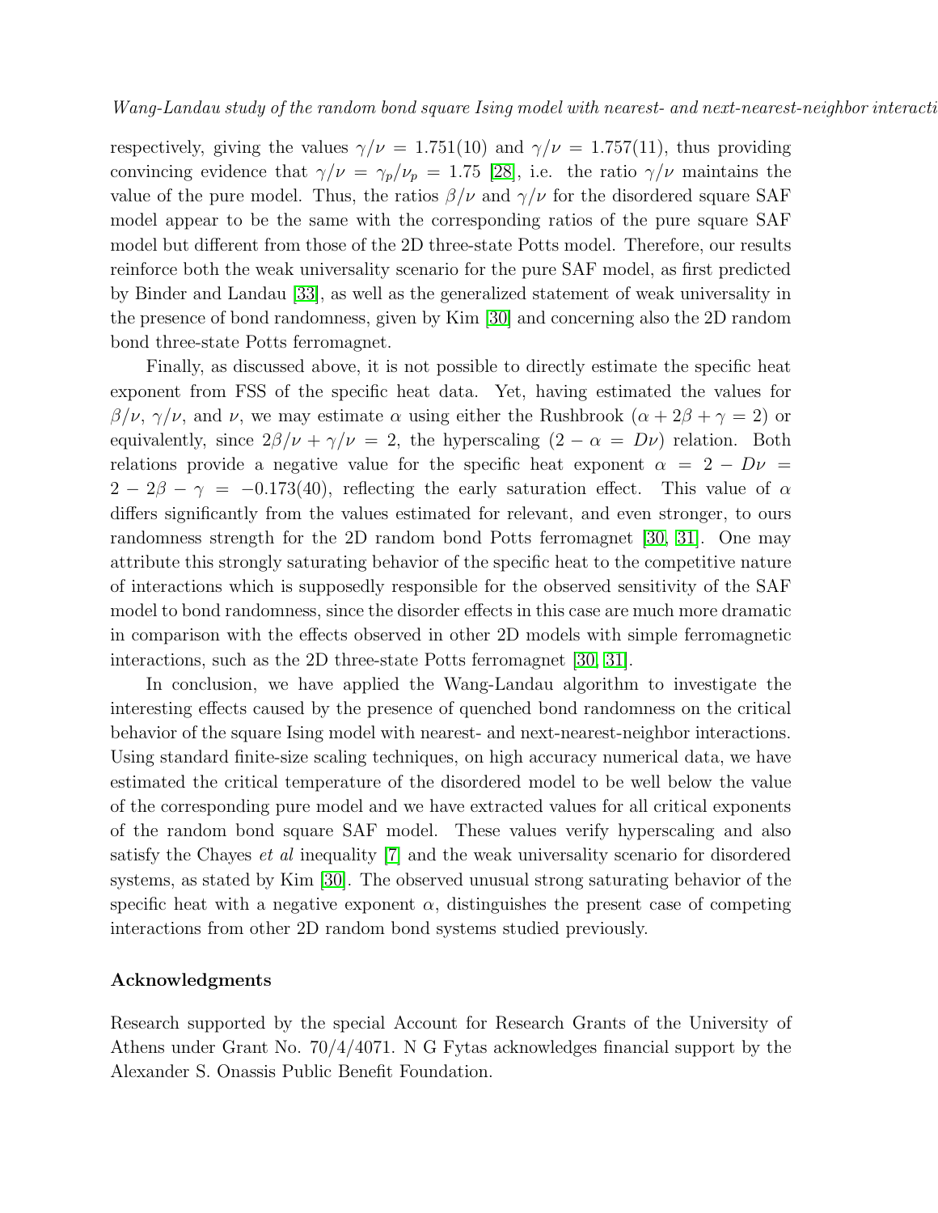respectively, giving the values $\gamma/\nu = 1.751(10)$ and $\gamma/\nu = 1.757(11)$, thus providing convincing evidence that $\gamma/\nu = \gamma_p/\nu_p = 1.75$ [28], i.e. the ratio $\gamma/\nu$ maintains the value of the pure model. Thus, the ratios $\beta/\nu$ and $\gamma/\nu$ for the disordered square SAF model appear to be the same with the corresponding ratios of the pure square SAF model but different from those of the 2D three-state Potts model. Therefore, our results reinforce both the weak universality scenario for the pure SAF model, as first predicted by Binder and Landau [33], as well as the generalized statement of weak universality in the presence of bond randomness, given by Kim [30] and concerning also the 2D random bond three-state Potts ferromagnet.

Finally, as discussed above, it is not possible to directly estimate the specific heat exponent from FSS of the specific heat data. Yet, having estimated the values for $\beta/\nu$, $\gamma/\nu$, and $\nu$, we may estimate $\alpha$ using either the Rushbrook ($\alpha + 2\beta + \gamma = 2$) or equivalently, since $2\beta/\nu + \gamma/\nu = 2$, the hyperscaling ($2 - \alpha = D\nu$) relation. Both relations provide a negative value for the specific heat exponent $\alpha = 2 - D\nu = 2 - 2\beta - \gamma = -0.173(40)$, reflecting the early saturation effect. This value of $\alpha$ differs significantly from the values estimated for relevant, and even stronger, to ours randomness strength for the 2D random bond Potts ferromagnet [30, 31]. One may attribute this strongly saturating behavior of the specific heat to the competitive nature of interactions which is supposedly responsible for the observed sensitivity of the SAF model to bond randomness, since the disorder effects in this case are much more dramatic in comparison with the effects observed in other 2D models with simple ferromagnetic interactions, such as the 2D three-state Potts ferromagnet [30, 31].

In conclusion, we have applied the Wang-Landau algorithm to investigate the interesting effects caused by the presence of quenched bond randomness on the critical behavior of the square Ising model with nearest- and next-nearest-neighbor interactions. Using standard finite-size scaling techniques, on high accuracy numerical data, we have estimated the critical temperature of the disordered model to be well below the value of the corresponding pure model and we have extracted values for all critical exponents of the random bond square SAF model. These values verify hyperscaling and also satisfy the Chayes *et al* inequality [7] and the weak universality scenario for disordered systems, as stated by Kim [30]. The observed unusual strong saturating behavior of the specific heat with a negative exponent $\alpha$, distinguishes the present case of competing interactions from other 2D random bond systems studied previously.

## Acknowledgments

Research supported by the special Account for Research Grants of the University of Athens under Grant No. 70/4/4071. N G Fytas acknowledges financial support by the Alexander S. Onassis Public Benefit Foundation.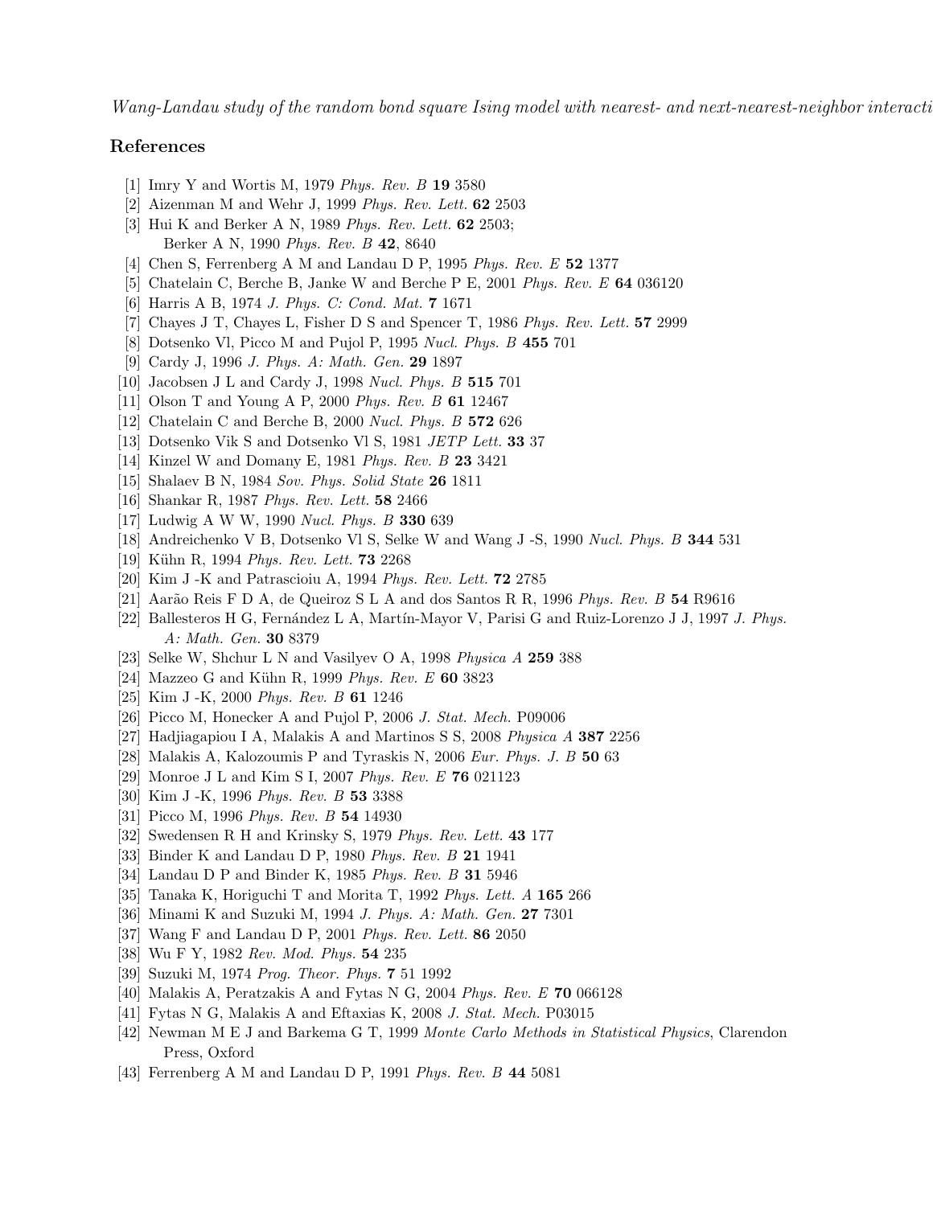## References

[1] Imry Y and Wortis M, 1979 *Phys. Rev. B* **19** 3580

[2] Aizenman M and Wehr J, 1999 *Phys. Rev. Lett.* **62** 2503

[3] Hui K and Berker A N, 1989 *Phys. Rev. Lett.* **62** 2503;
Berker A N, 1990 *Phys. Rev. B* **42**, 8640

[4] Chen S, Ferrenberg A M and Landau D P, 1995 *Phys. Rev. E* **52** 1377

[5] Chatelain C, Berche B, Janke W and Berche P E, 2001 *Phys. Rev. E* **64** 036120

[6] Harris A B, 1974 *J. Phys. C: Cond. Mat.* **7** 1671

[7] Chayes J T, Chayes L, Fisher D S and Spencer T, 1986 *Phys. Rev. Lett.* **57** 2999

[8] Dotsenko Vl, Picco M and Pujol P, 1995 *Nucl. Phys. B* **455** 701

[9] Cardy J, 1996 *J. Phys. A: Math. Gen.* **29** 1897

[10] Jacobsen J L and Cardy J, 1998 *Nucl. Phys. B* **515** 701

[11] Olson T and Young A P, 2000 *Phys. Rev. B* **61** 12467

[12] Chatelain C and Berche B, 2000 *Nucl. Phys. B* **572** 626

[13] Dotsenko Vik S and Dotsenko Vl S, 1981 *JETP Lett.* **33** 37

[14] Kinzel W and Domany E, 1981 *Phys. Rev. B* **23** 3421

[15] Shalaev B N, 1984 *Sov. Phys. Solid State* **26** 1811

[16] Shankar R, 1987 *Phys. Rev. Lett.* **58** 2466

[17] Ludwig A W W, 1990 *Nucl. Phys. B* **330** 639

[18] Andreichenko V B, Dotsenko Vl S, Selke W and Wang J -S, 1990 *Nucl. Phys. B* **344** 531

[19] Kühn R, 1994 *Phys. Rev. Lett.* **73** 2268

[20] Kim J -K and Patrascioiu A, 1994 *Phys. Rev. Lett.* **72** 2785

[21] Aarão Reis F D A, de Queiroz S L A and dos Santos R R, 1996 *Phys. Rev. B* **54** R9616

[22] Ballesteros H G, Fernández L A, Martín-Mayor V, Parisi G and Ruiz-Lorenzo J J, 1997 *J. Phys. A: Math. Gen.* **30** 8379

[23] Selke W, Shchur L N and Vasilyev O A, 1998 *Physica A* **259** 388

[24] Mazzeo G and Kühn R, 1999 *Phys. Rev. E* **60** 3823

[25] Kim J -K, 2000 *Phys. Rev. B* **61** 1246

[26] Picco M, Honecker A and Pujol P, 2006 *J. Stat. Mech.* P09006

[27] Hadjiagapiou I A, Malakis A and Martinos S S, 2008 *Physica A* **387** 2256

[28] Malakis A, Kalozoumis P and Tyraskis N, 2006 *Eur. Phys. J. B* **50** 63

[29] Monroe J L and Kim S I, 2007 *Phys. Rev. E* **76** 021123

[30] Kim J -K, 1996 *Phys. Rev. B* **53** 3388

[31] Picco M, 1996 *Phys. Rev. B* **54** 14930

[32] Swedensen R H and Krinsky S, 1979 *Phys. Rev. Lett.* **43** 177

[33] Binder K and Landau D P, 1980 *Phys. Rev. B* **21** 1941

[34] Landau D P and Binder K, 1985 *Phys. Rev. B* **31** 5946

[35] Tanaka K, Horiguchi T and Morita T, 1992 *Phys. Lett. A* **165** 266

[36] Minami K and Suzuki M, 1994 *J. Phys. A: Math. Gen.* **27** 7301

[37] Wang F and Landau D P, 2001 *Phys. Rev. Lett.* **86** 2050

[38] Wu F Y, 1982 *Rev. Mod. Phys.* **54** 235

[39] Suzuki M, 1974 *Prog. Theor. Phys.* **7** 51 1992

[40] Malakis A, Peratzakis A and Fytas N G, 2004 *Phys. Rev. E* **70** 066128

[41] Fytas N G, Malakis A and Eftaxias K, 2008 *J. Stat. Mech.* P03015

[42] Newman M E J and Barkema G T, 1999 *Monte Carlo Methods in Statistical Physics*, Clarendon Press, Oxford

[43] Ferrenberg A M and Landau D P, 1991 *Phys. Rev. B* **44** 5081